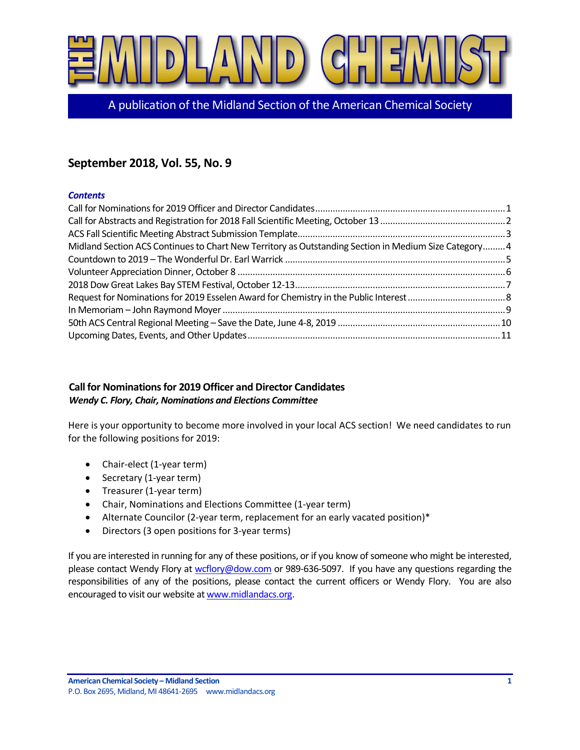# THE MIDLAND CHEMIST

A publication of the Midland Section of the American Chemical Society

## September 2018, Vol. 55, No. 9

***Contents***

Call for Nominations for 2019 Officer and Director Candidates........1
Call for Abstracts and Registration for 2018 Fall Scientific Meeting, October 13........2
ACS Fall Scientific Meeting Abstract Submission Template........3
Midland Section ACS Continues to Chart New Territory as Outstanding Section in Medium Size Category........4
Countdown to 2019 – The Wonderful Dr. Earl Warrick........5
Volunteer Appreciation Dinner, October 8........6
2018 Dow Great Lakes Bay STEM Festival, October 12-13........7
Request for Nominations for 2019 Esselen Award for Chemistry in the Public Interest........8
In Memoriam – John Raymond Moyer........9
50th ACS Central Regional Meeting – Save the Date, June 4-8, 2019........10
Upcoming Dates, Events, and Other Updates........11

### Call for Nominations for 2019 Officer and Director Candidates

***Wendy C. Flory, Chair, Nominations and Elections Committee***

Here is your opportunity to become more involved in your local ACS section! We need candidates to run for the following positions for 2019:

- Chair-elect (1-year term)
- Secretary (1-year term)
- Treasurer (1-year term)
- Chair, Nominations and Elections Committee (1-year term)
- Alternate Councilor (2-year term, replacement for an early vacated position)*
- Directors (3 open positions for 3-year terms)

If you are interested in running for any of these positions, or if you know of someone who might be interested, please contact Wendy Flory at wcflory@dow.com or 989-636-5097. If you have any questions regarding the responsibilities of any of the positions, please contact the current officers or Wendy Flory. You are also encouraged to visit our website at www.midlandacs.org.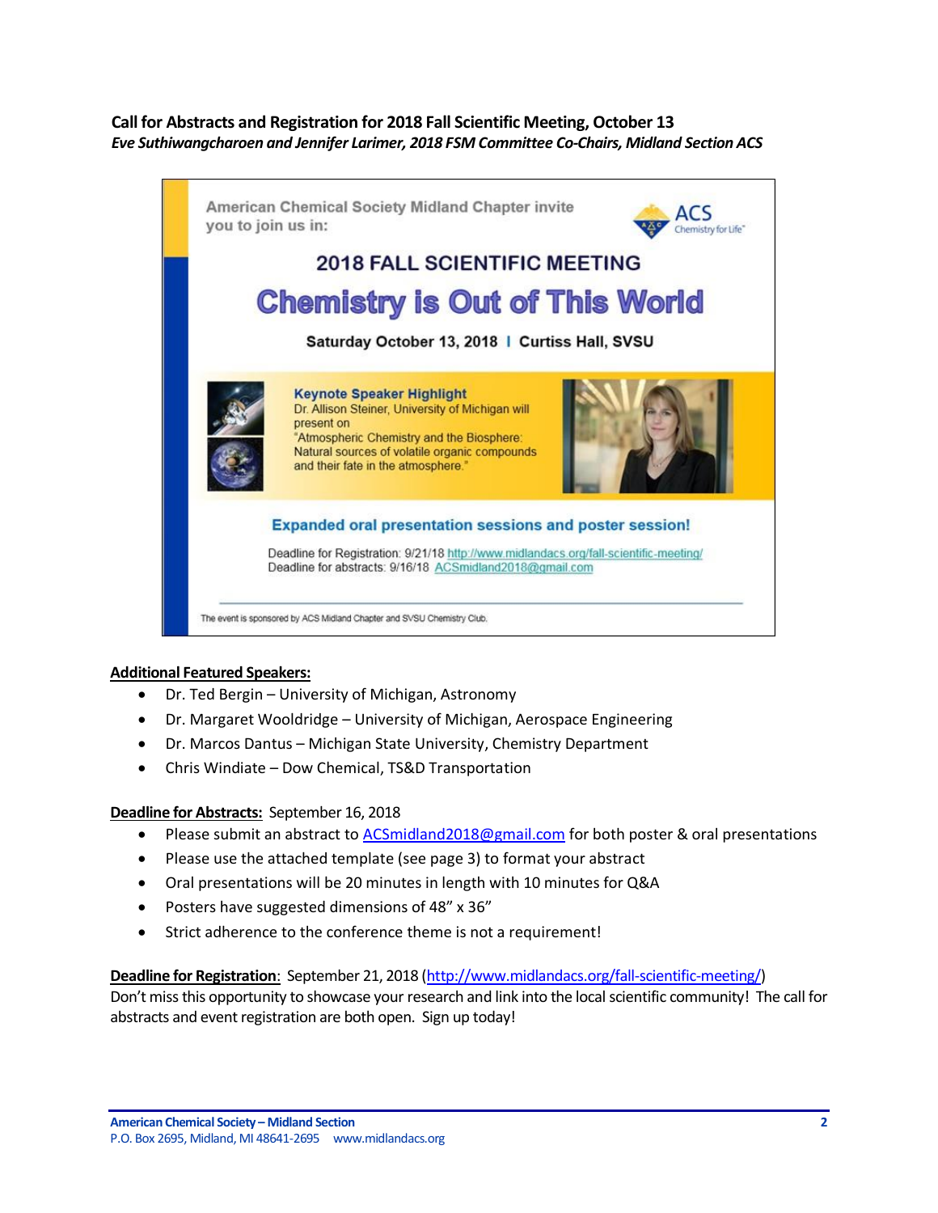## Call for Abstracts and Registration for 2018 Fall Scientific Meeting, October 13

***Eve Suthiwangcharoen and Jennifer Larimer, 2018 FSM Committee Co-Chairs, Midland Section ACS***

American Chemical Society Midland Chapter invite you to join us in:

### 2018 FALL SCIENTIFIC MEETING

# Chemistry is Out of This World

**Saturday October 13, 2018 | Curtiss Hall, SVSU**

**Keynote Speaker Highlight**
Dr. Allison Steiner, University of Michigan will present on "Atmospheric Chemistry and the Biosphere: Natural sources of volatile organic compounds and their fate in the atmosphere."

**Expanded oral presentation sessions and poster session!**

Deadline for Registration: 9/21/18 http://www.midlandacs.org/fall-scientific-meeting/
Deadline for abstracts: 9/16/18 ACSmidland2018@gmail.com

The event is sponsored by ACS Midland Chapter and SVSU Chemistry Club.

**Additional Featured Speakers:**

- Dr. Ted Bergin – University of Michigan, Astronomy
- Dr. Margaret Wooldridge – University of Michigan, Aerospace Engineering
- Dr. Marcos Dantus – Michigan State University, Chemistry Department
- Chris Windiate – Dow Chemical, TS&D Transportation

**Deadline for Abstracts:** September 16, 2018

- Please submit an abstract to ACSmidland2018@gmail.com for both poster & oral presentations
- Please use the attached template (see page 3) to format your abstract
- Oral presentations will be 20 minutes in length with 10 minutes for Q&A
- Posters have suggested dimensions of 48" x 36"
- Strict adherence to the conference theme is not a requirement!

**Deadline for Registration**: September 21, 2018 (http://www.midlandacs.org/fall-scientific-meeting/)
Don't miss this opportunity to showcase your research and link into the local scientific community! The call for abstracts and event registration are both open. Sign up today!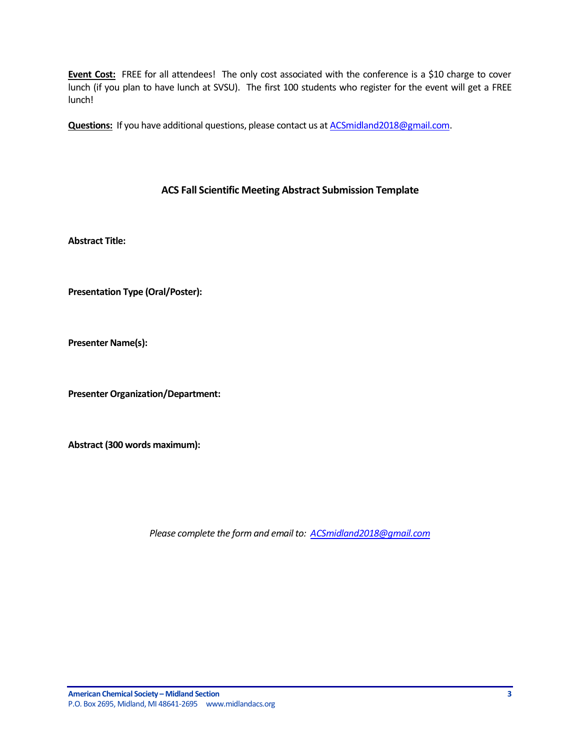**Event Cost:** FREE for all attendees! The only cost associated with the conference is a $10 charge to cover lunch (if you plan to have lunch at SVSU). The first 100 students who register for the event will get a FREE lunch!

**Questions:** If you have additional questions, please contact us at ACSmidland2018@gmail.com.

## ACS Fall Scientific Meeting Abstract Submission Template

**Abstract Title:**

**Presentation Type (Oral/Poster):**

**Presenter Name(s):**

**Presenter Organization/Department:**

**Abstract (300 words maximum):**

*Please complete the form and email to: ACSmidland2018@gmail.com*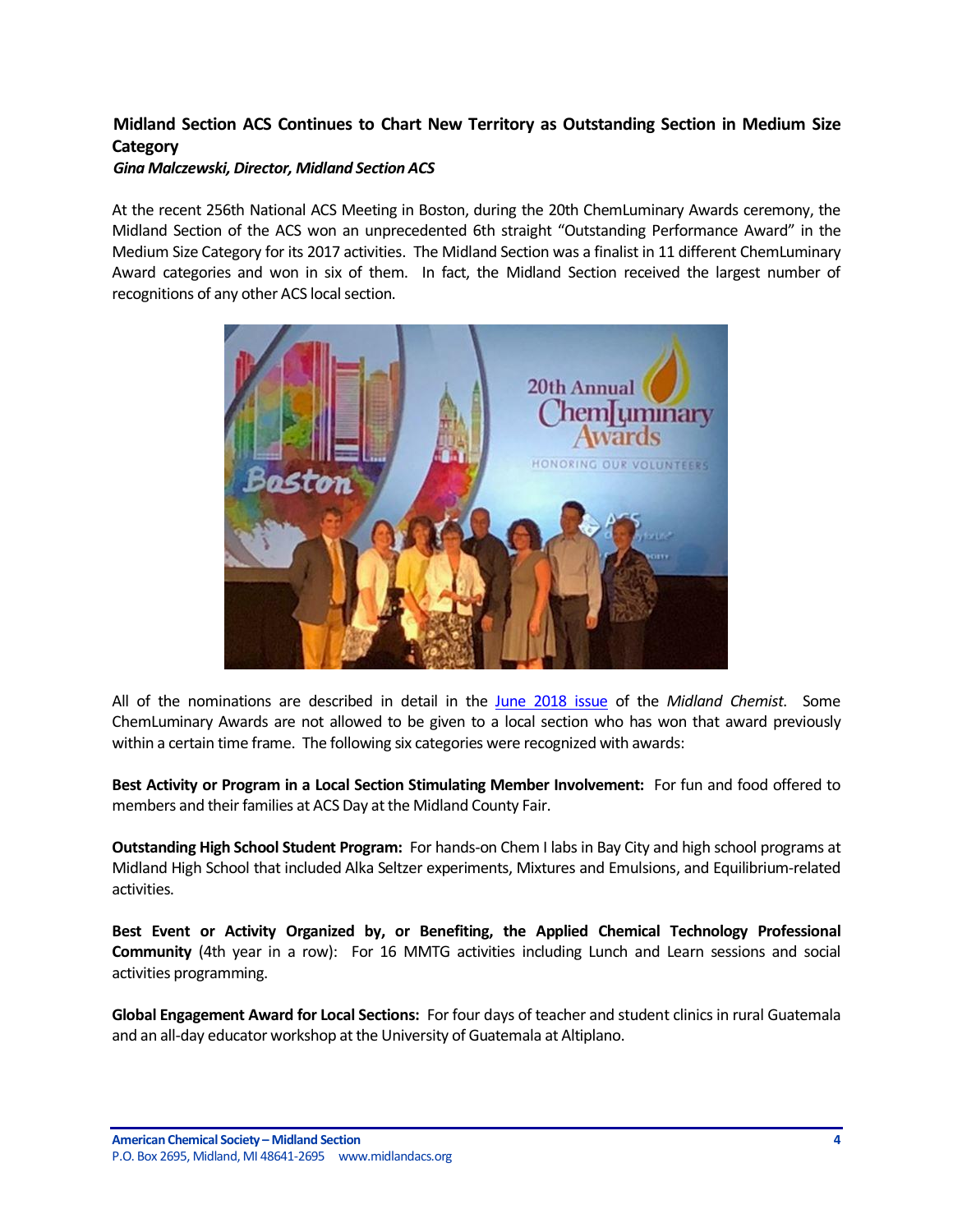**Midland Section ACS Continues to Chart New Territory as Outstanding Section in Medium Size Category**

***Gina Malczewski, Director, Midland Section ACS***

At the recent 256th National ACS Meeting in Boston, during the 20th ChemLuminary Awards ceremony, the Midland Section of the ACS won an unprecedented 6th straight "Outstanding Performance Award" in the Medium Size Category for its 2017 activities. The Midland Section was a finalist in 11 different ChemLuminary Award categories and won in six of them. In fact, the Midland Section received the largest number of recognitions of any other ACS local section.

All of the nominations are described in detail in the [June 2018 issue] of the *Midland Chemist*. Some ChemLuminary Awards are not allowed to be given to a local section who has won that award previously within a certain time frame. The following six categories were recognized with awards:

**Best Activity or Program in a Local Section Stimulating Member Involvement:** For fun and food offered to members and their families at ACS Day at the Midland County Fair.

**Outstanding High School Student Program:** For hands-on Chem I labs in Bay City and high school programs at Midland High School that included Alka Seltzer experiments, Mixtures and Emulsions, and Equilibrium-related activities.

**Best Event or Activity Organized by, or Benefiting, the Applied Chemical Technology Professional Community** (4th year in a row): For 16 MMTG activities including Lunch and Learn sessions and social activities programming.

**Global Engagement Award for Local Sections:** For four days of teacher and student clinics in rural Guatemala and an all-day educator workshop at the University of Guatemala at Altiplano.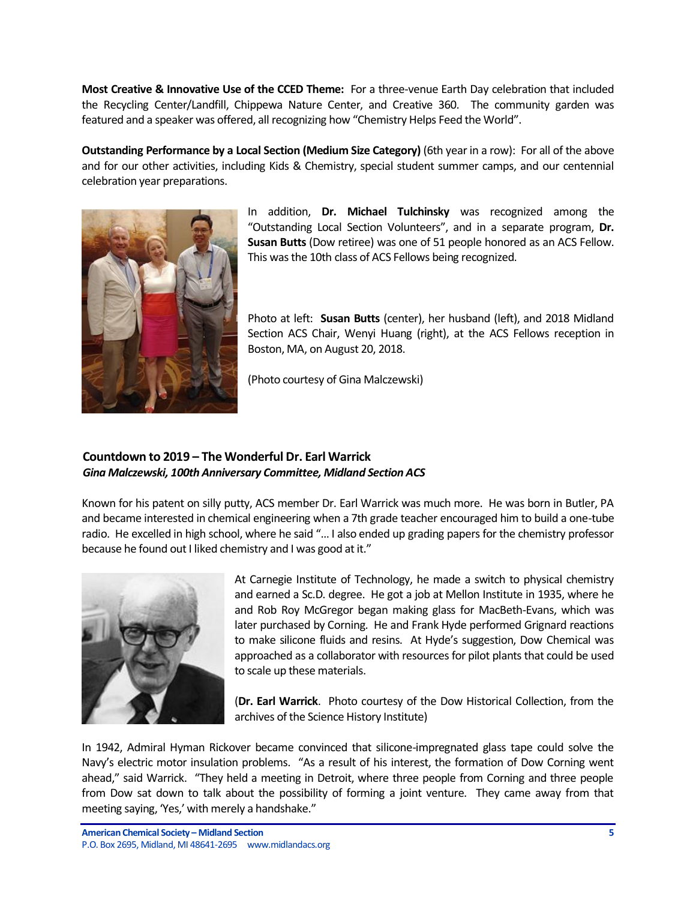**Most Creative & Innovative Use of the CCED Theme:** For a three-venue Earth Day celebration that included the Recycling Center/Landfill, Chippewa Nature Center, and Creative 360. The community garden was featured and a speaker was offered, all recognizing how "Chemistry Helps Feed the World".

**Outstanding Performance by a Local Section (Medium Size Category)** (6th year in a row): For all of the above and for our other activities, including Kids & Chemistry, special student summer camps, and our centennial celebration year preparations.

In addition, **Dr. Michael Tulchinsky** was recognized among the "Outstanding Local Section Volunteers", and in a separate program, **Dr. Susan Butts** (Dow retiree) was one of 51 people honored as an ACS Fellow. This was the 10th class of ACS Fellows being recognized.

Photo at left: **Susan Butts** (center), her husband (left), and 2018 Midland Section ACS Chair, Wenyi Huang (right), at the ACS Fellows reception in Boston, MA, on August 20, 2018.

(Photo courtesy of Gina Malczewski)

### Countdown to 2019 – The Wonderful Dr. Earl Warrick

***Gina Malczewski, 100th Anniversary Committee, Midland Section ACS***

Known for his patent on silly putty, ACS member Dr. Earl Warrick was much more. He was born in Butler, PA and became interested in chemical engineering when a 7th grade teacher encouraged him to build a one-tube radio. He excelled in high school, where he said "... I also ended up grading papers for the chemistry professor because he found out I liked chemistry and I was good at it."

At Carnegie Institute of Technology, he made a switch to physical chemistry and earned a Sc.D. degree. He got a job at Mellon Institute in 1935, where he and Rob Roy McGregor began making glass for MacBeth-Evans, which was later purchased by Corning. He and Frank Hyde performed Grignard reactions to make silicone fluids and resins. At Hyde's suggestion, Dow Chemical was approached as a collaborator with resources for pilot plants that could be used to scale up these materials.

(**Dr. Earl Warrick**. Photo courtesy of the Dow Historical Collection, from the archives of the Science History Institute)

In 1942, Admiral Hyman Rickover became convinced that silicone-impregnated glass tape could solve the Navy's electric motor insulation problems. "As a result of his interest, the formation of Dow Corning went ahead," said Warrick. "They held a meeting in Detroit, where three people from Corning and three people from Dow sat down to talk about the possibility of forming a joint venture. They came away from that meeting saying, 'Yes,' with merely a handshake."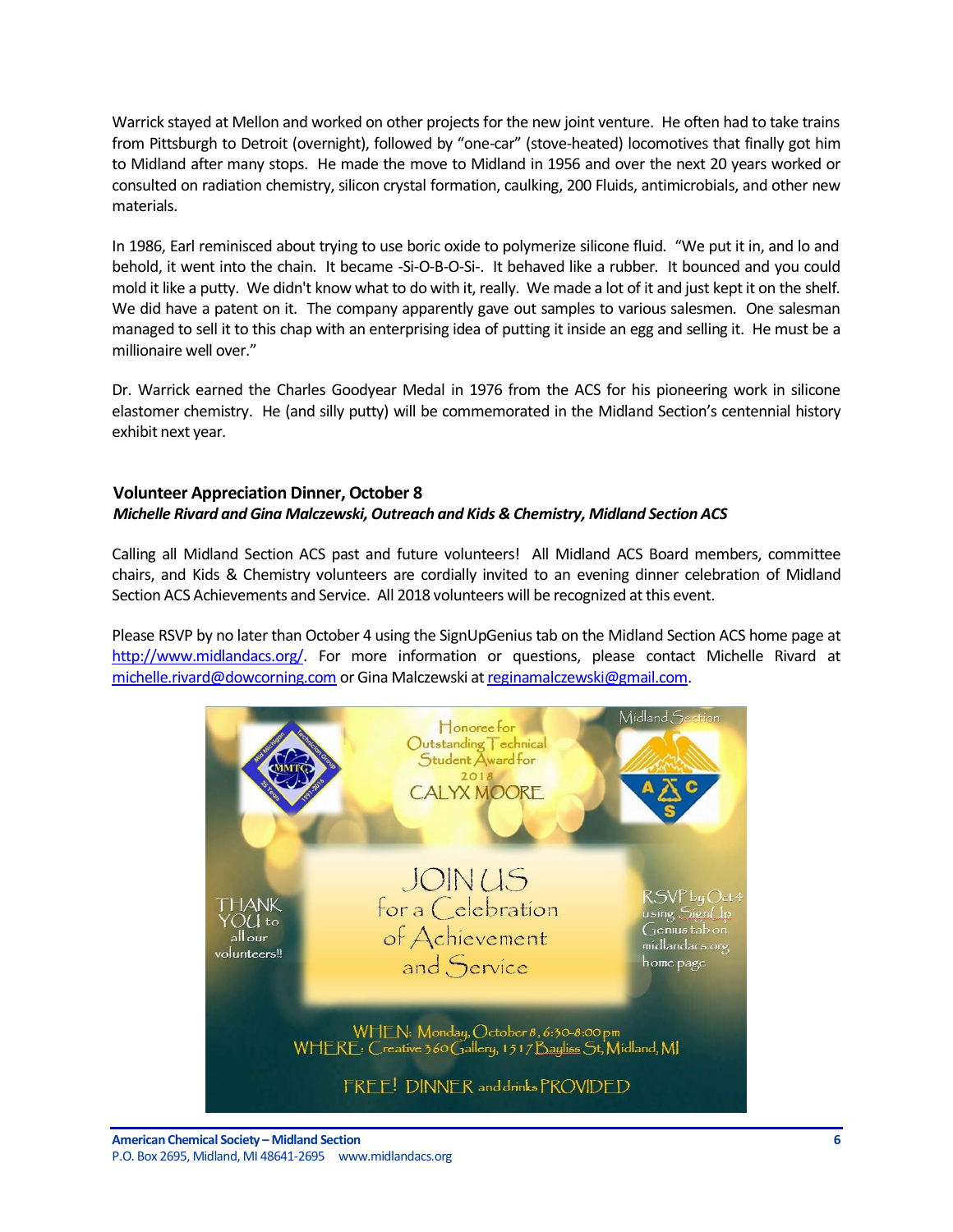Warrick stayed at Mellon and worked on other projects for the new joint venture. He often had to take trains from Pittsburgh to Detroit (overnight), followed by "one-car" (stove-heated) locomotives that finally got him to Midland after many stops. He made the move to Midland in 1956 and over the next 20 years worked or consulted on radiation chemistry, silicon crystal formation, caulking, 200 Fluids, antimicrobials, and other new materials.

In 1986, Earl reminisced about trying to use boric oxide to polymerize silicone fluid. "We put it in, and lo and behold, it went into the chain. It became -Si-O-B-O-Si-. It behaved like a rubber. It bounced and you could mold it like a putty. We didn't know what to do with it, really. We made a lot of it and just kept it on the shelf. We did have a patent on it. The company apparently gave out samples to various salesmen. One salesman managed to sell it to this chap with an enterprising idea of putting it inside an egg and selling it. He must be a millionaire well over."

Dr. Warrick earned the Charles Goodyear Medal in 1976 from the ACS for his pioneering work in silicone elastomer chemistry. He (and silly putty) will be commemorated in the Midland Section's centennial history exhibit next year.

## Volunteer Appreciation Dinner, October 8

***Michelle Rivard and Gina Malczewski, Outreach and Kids & Chemistry, Midland Section ACS***

Calling all Midland Section ACS past and future volunteers! All Midland ACS Board members, committee chairs, and Kids & Chemistry volunteers are cordially invited to an evening dinner celebration of Midland Section ACS Achievements and Service. All 2018 volunteers will be recognized at this event.

Please RSVP by no later than October 4 using the SignUpGenius tab on the Midland Section ACS home page at http://www.midlandacs.org/. For more information or questions, please contact Michelle Rivard at michelle.rivard@dowcorning.com or Gina Malczewski at reginamalczewski@gmail.com.

Honoree for Outstanding Technical Student Award for 2018
CALYX MOORE

Midland Section

THANK YOU to all our volunteers!!

JOIN US for a Celebration of Achievement and Service

RSVP by Oct 4 using SignUp Genius tab on midlandacs.org home page

WHEN: Monday, October 8, 6:30-8:00 pm
WHERE: Creative 360 Gallery, 1517 Bayliss St, Midland, MI

FREE! DINNER and drinks PROVIDED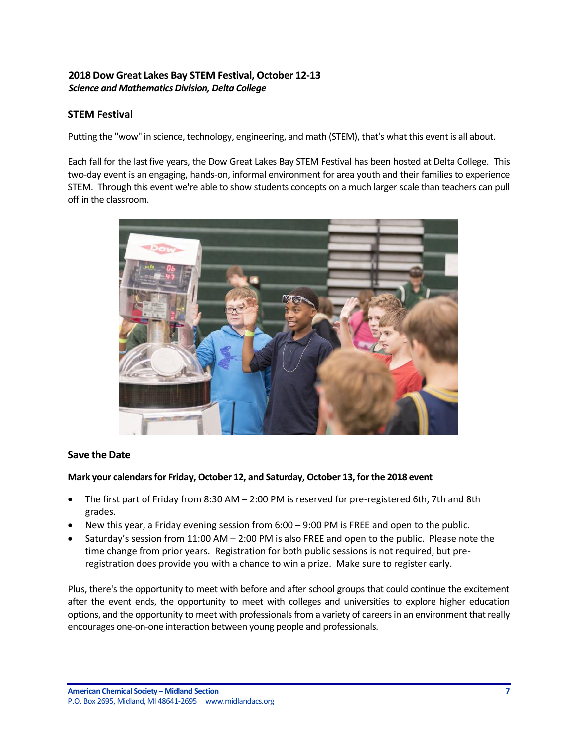### 2018 Dow Great Lakes Bay STEM Festival, October 12-13

***Science and Mathematics Division, Delta College***

### STEM Festival

Putting the "wow" in science, technology, engineering, and math (STEM), that's what this event is all about.

Each fall for the last five years, the Dow Great Lakes Bay STEM Festival has been hosted at Delta College. This two-day event is an engaging, hands-on, informal environment for area youth and their families to experience STEM. Through this event we're able to show students concepts on a much larger scale than teachers can pull off in the classroom.

### Save the Date

**Mark your calendars for Friday, October 12, and Saturday, October 13, for the 2018 event**

- The first part of Friday from 8:30 AM – 2:00 PM is reserved for pre-registered 6th, 7th and 8th grades.
- New this year, a Friday evening session from 6:00 – 9:00 PM is FREE and open to the public.
- Saturday's session from 11:00 AM – 2:00 PM is also FREE and open to the public. Please note the time change from prior years. Registration for both public sessions is not required, but pre-registration does provide you with a chance to win a prize. Make sure to register early.

Plus, there's the opportunity to meet with before and after school groups that could continue the excitement after the event ends, the opportunity to meet with colleges and universities to explore higher education options, and the opportunity to meet with professionals from a variety of careers in an environment that really encourages one-on-one interaction between young people and professionals.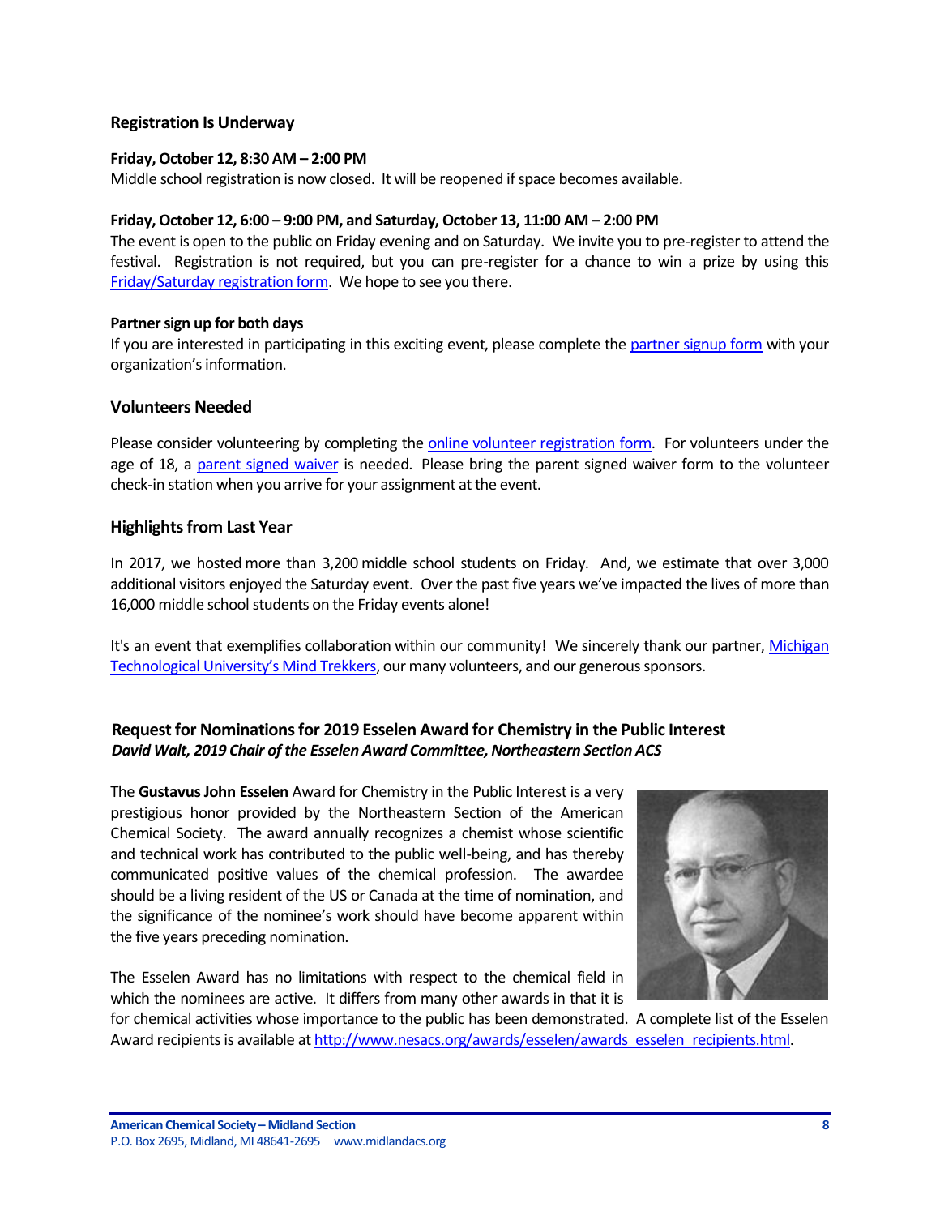### Registration Is Underway

**Friday, October 12, 8:30 AM – 2:00 PM**
Middle school registration is now closed. It will be reopened if space becomes available.

**Friday, October 12, 6:00 – 9:00 PM, and Saturday, October 13, 11:00 AM – 2:00 PM**
The event is open to the public on Friday evening and on Saturday. We invite you to pre-register to attend the festival. Registration is not required, but you can pre-register for a chance to win a prize by using this Friday/Saturday registration form. We hope to see you there.

**Partner sign up for both days**
If you are interested in participating in this exciting event, please complete the partner signup form with your organization's information.

### Volunteers Needed

Please consider volunteering by completing the online volunteer registration form. For volunteers under the age of 18, a parent signed waiver is needed. Please bring the parent signed waiver form to the volunteer check-in station when you arrive for your assignment at the event.

### Highlights from Last Year

In 2017, we hosted more than 3,200 middle school students on Friday. And, we estimate that over 3,000 additional visitors enjoyed the Saturday event. Over the past five years we've impacted the lives of more than 16,000 middle school students on the Friday events alone!

It's an event that exemplifies collaboration within our community! We sincerely thank our partner, Michigan Technological University's Mind Trekkers, our many volunteers, and our generous sponsors.

## Request for Nominations for 2019 Esselen Award for Chemistry in the Public Interest

***David Walt, 2019 Chair of the Esselen Award Committee, Northeastern Section ACS***

The **Gustavus John Esselen** Award for Chemistry in the Public Interest is a very prestigious honor provided by the Northeastern Section of the American Chemical Society. The award annually recognizes a chemist whose scientific and technical work has contributed to the public well-being, and has thereby communicated positive values of the chemical profession. The awardee should be a living resident of the US or Canada at the time of nomination, and the significance of the nominee's work should have become apparent within the five years preceding nomination.

The Esselen Award has no limitations with respect to the chemical field in which the nominees are active. It differs from many other awards in that it is for chemical activities whose importance to the public has been demonstrated. A complete list of the Esselen Award recipients is available at http://www.nesacs.org/awards/esselen/awards_esselen_recipients.html.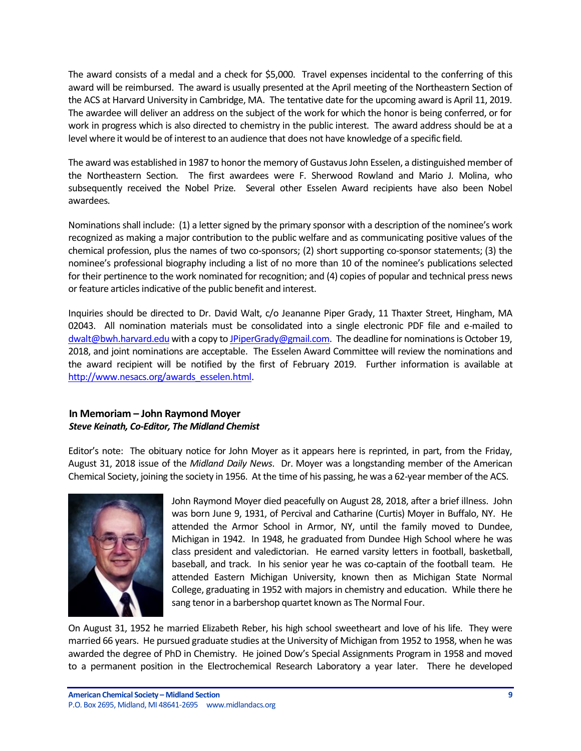The award consists of a medal and a check for $5,000. Travel expenses incidental to the conferring of this award will be reimbursed. The award is usually presented at the April meeting of the Northeastern Section of the ACS at Harvard University in Cambridge, MA. The tentative date for the upcoming award is April 11, 2019. The awardee will deliver an address on the subject of the work for which the honor is being conferred, or for work in progress which is also directed to chemistry in the public interest. The award address should be at a level where it would be of interest to an audience that does not have knowledge of a specific field.

The award was established in 1987 to honor the memory of Gustavus John Esselen, a distinguished member of the Northeastern Section. The first awardees were F. Sherwood Rowland and Mario J. Molina, who subsequently received the Nobel Prize. Several other Esselen Award recipients have also been Nobel awardees.

Nominations shall include: (1) a letter signed by the primary sponsor with a description of the nominee's work recognized as making a major contribution to the public welfare and as communicating positive values of the chemical profession, plus the names of two co-sponsors; (2) short supporting co-sponsor statements; (3) the nominee's professional biography including a list of no more than 10 of the nominee's publications selected for their pertinence to the work nominated for recognition; and (4) copies of popular and technical press news or feature articles indicative of the public benefit and interest.

Inquiries should be directed to Dr. David Walt, c/o Jeananne Piper Grady, 11 Thaxter Street, Hingham, MA 02043. All nomination materials must be consolidated into a single electronic PDF file and e-mailed to dwalt@bwh.harvard.edu with a copy to JPiperGrady@gmail.com. The deadline for nominations is October 19, 2018, and joint nominations are acceptable. The Esselen Award Committee will review the nominations and the award recipient will be notified by the first of February 2019. Further information is available at http://www.nesacs.org/awards_esselen.html.

## In Memoriam – John Raymond Moyer

***Steve Keinath, Co-Editor, The Midland Chemist***

Editor's note: The obituary notice for John Moyer as it appears here is reprinted, in part, from the Friday, August 31, 2018 issue of the *Midland Daily News*. Dr. Moyer was a longstanding member of the American Chemical Society, joining the society in 1956. At the time of his passing, he was a 62-year member of the ACS.

John Raymond Moyer died peacefully on August 28, 2018, after a brief illness. John was born June 9, 1931, of Percival and Catharine (Curtis) Moyer in Buffalo, NY. He attended the Armor School in Armor, NY, until the family moved to Dundee, Michigan in 1942. In 1948, he graduated from Dundee High School where he was class president and valedictorian. He earned varsity letters in football, basketball, baseball, and track. In his senior year he was co-captain of the football team. He attended Eastern Michigan University, known then as Michigan State Normal College, graduating in 1952 with majors in chemistry and education. While there he sang tenor in a barbershop quartet known as The Normal Four.

On August 31, 1952 he married Elizabeth Reber, his high school sweetheart and love of his life. They were married 66 years. He pursued graduate studies at the University of Michigan from 1952 to 1958, when he was awarded the degree of PhD in Chemistry. He joined Dow's Special Assignments Program in 1958 and moved to a permanent position in the Electrochemical Research Laboratory a year later. There he developed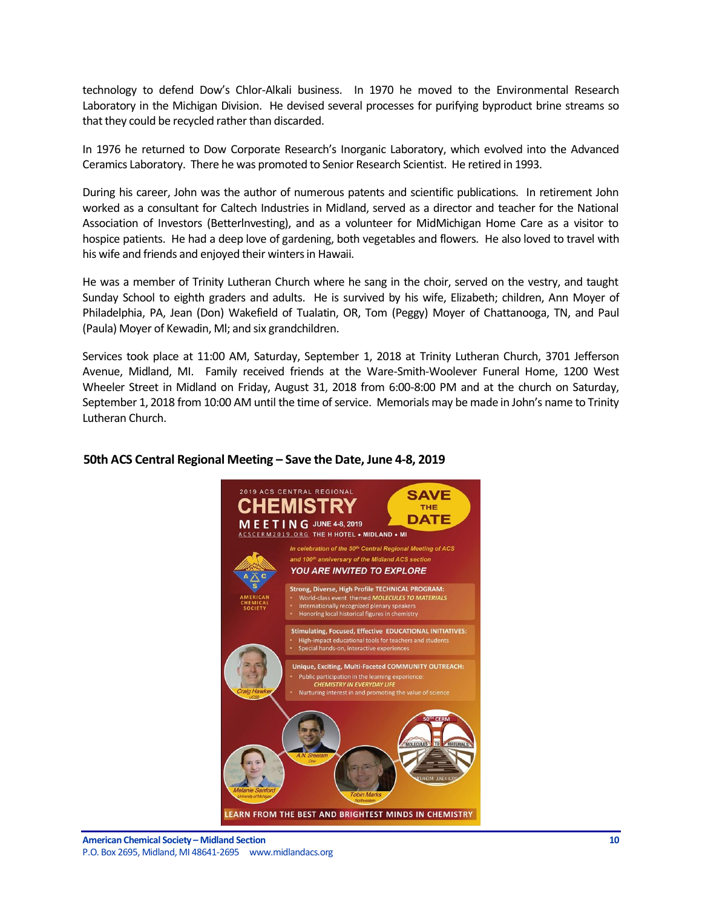technology to defend Dow's Chlor-Alkali business. In 1970 he moved to the Environmental Research Laboratory in the Michigan Division. He devised several processes for purifying byproduct brine streams so that they could be recycled rather than discarded.

In 1976 he returned to Dow Corporate Research's Inorganic Laboratory, which evolved into the Advanced Ceramics Laboratory. There he was promoted to Senior Research Scientist. He retired in 1993.

During his career, John was the author of numerous patents and scientific publications. In retirement John worked as a consultant for Caltech Industries in Midland, served as a director and teacher for the National Association of Investors (BetterInvesting), and as a volunteer for MidMichigan Home Care as a visitor to hospice patients. He had a deep love of gardening, both vegetables and flowers. He also loved to travel with his wife and friends and enjoyed their winters in Hawaii.

He was a member of Trinity Lutheran Church where he sang in the choir, served on the vestry, and taught Sunday School to eighth graders and adults. He is survived by his wife, Elizabeth; children, Ann Moyer of Philadelphia, PA, Jean (Don) Wakefield of Tualatin, OR, Tom (Peggy) Moyer of Chattanooga, TN, and Paul (Paula) Moyer of Kewadin, MI; and six grandchildren.

Services took place at 11:00 AM, Saturday, September 1, 2018 at Trinity Lutheran Church, 3701 Jefferson Avenue, Midland, MI. Family received friends at the Ware-Smith-Woolever Funeral Home, 1200 West Wheeler Street in Midland on Friday, August 31, 2018 from 6:00-8:00 PM and at the church on Saturday, September 1, 2018 from 10:00 AM until the time of service. Memorials may be made in John's name to Trinity Lutheran Church.

## 50th ACS Central Regional Meeting – Save the Date, June 4-8, 2019

2019 ACS CENTRAL REGIONAL **CHEMISTRY MEETING** JUNE 4-8, 2019

ACSCERM2019.ORG THE H HOTEL • MIDLAND • MI

**SAVE THE DATE**

*In celebration of the 50th Central Regional Meeting of ACS and 100th anniversary of the Midland ACS section*

*YOU ARE INVITED TO EXPLORE*

**Strong, Diverse, High Profile TECHNICAL PROGRAM:**

- World-class event themed *MOLECULES TO MATERIALS*
- Internationally recognized plenary speakers
- Honoring local historical figures in chemistry

**Stimulating, Focused, Effective EDUCATIONAL INITIATIVES:**

- High-impact educational tools for teachers and students
- Special hands-on, interactive experiences

**Unique, Exciting, Multi-Faceted COMMUNITY OUTREACH:**

- Public participation in the learning experience: *CHEMISTRY IN EVERYDAY LIFE*
- Nurturing interest in and promoting the value of science

Craig Hawker (UCSB) · A.N. Sreeram (Dow) · Melanie Sanford (University of Michigan) · Tobin Marks (Northwestern)

LEARN FROM THE BEST AND BRIGHTEST MINDS IN CHEMISTRY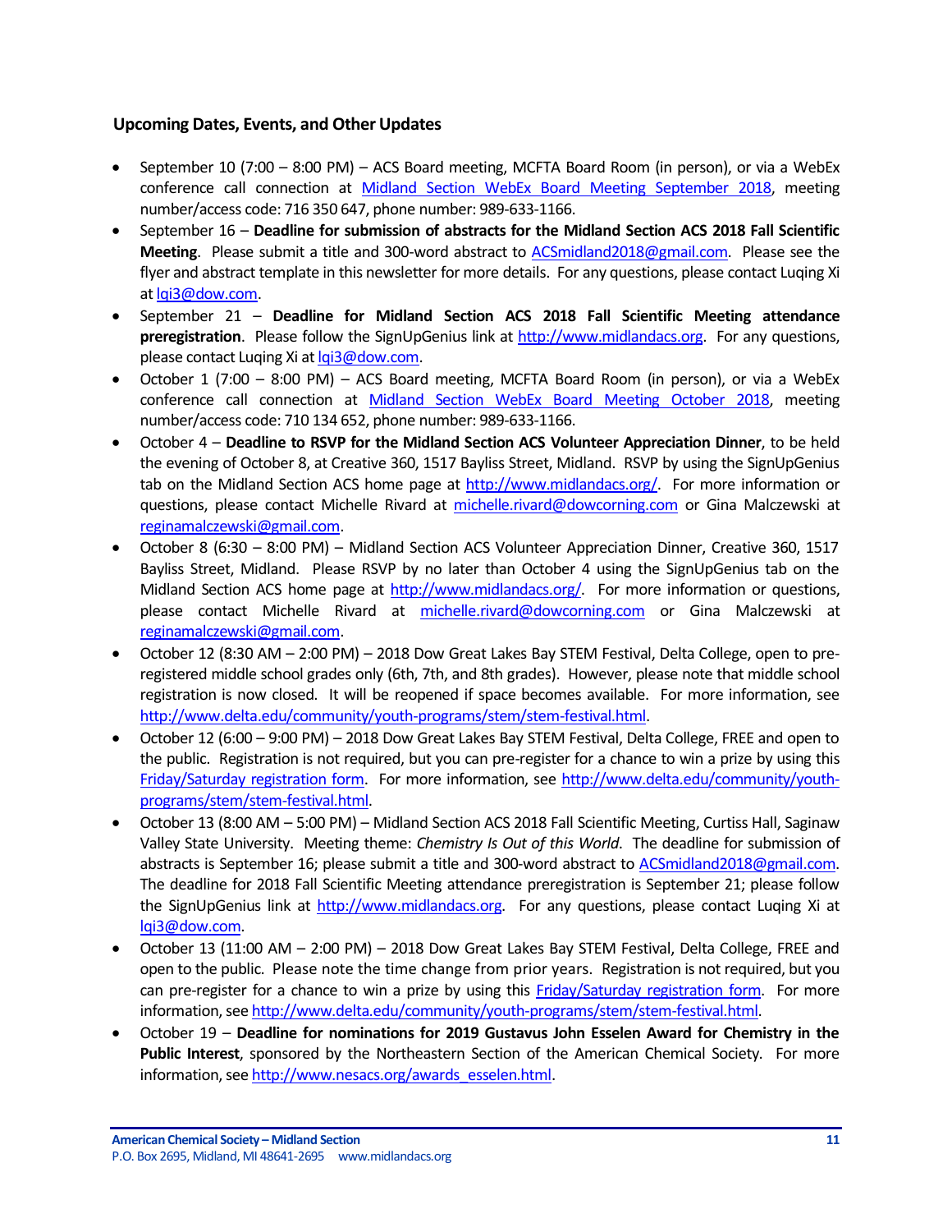### Upcoming Dates, Events, and Other Updates

- September 10 (7:00 – 8:00 PM) – ACS Board meeting, MCFTA Board Room (in person), or via a WebEx conference call connection at Midland Section WebEx Board Meeting September 2018, meeting number/access code: 716 350 647, phone number: 989-633-1166.
- September 16 – **Deadline for submission of abstracts for the Midland Section ACS 2018 Fall Scientific Meeting**. Please submit a title and 300-word abstract to ACSmidland2018@gmail.com. Please see the flyer and abstract template in this newsletter for more details. For any questions, please contact Luqing Xi at lqi3@dow.com.
- September 21 – **Deadline for Midland Section ACS 2018 Fall Scientific Meeting attendance preregistration**. Please follow the SignUpGenius link at http://www.midlandacs.org. For any questions, please contact Luqing Xi at lqi3@dow.com.
- October 1 (7:00 – 8:00 PM) – ACS Board meeting, MCFTA Board Room (in person), or via a WebEx conference call connection at Midland Section WebEx Board Meeting October 2018, meeting number/access code: 710 134 652, phone number: 989-633-1166.
- October 4 – **Deadline to RSVP for the Midland Section ACS Volunteer Appreciation Dinner**, to be held the evening of October 8, at Creative 360, 1517 Bayliss Street, Midland. RSVP by using the SignUpGenius tab on the Midland Section ACS home page at http://www.midlandacs.org/. For more information or questions, please contact Michelle Rivard at michelle.rivard@dowcorning.com or Gina Malczewski at reginamalczewski@gmail.com.
- October 8 (6:30 – 8:00 PM) – Midland Section ACS Volunteer Appreciation Dinner, Creative 360, 1517 Bayliss Street, Midland. Please RSVP by no later than October 4 using the SignUpGenius tab on the Midland Section ACS home page at http://www.midlandacs.org/. For more information or questions, please contact Michelle Rivard at michelle.rivard@dowcorning.com or Gina Malczewski at reginamalczewski@gmail.com.
- October 12 (8:30 AM – 2:00 PM) – 2018 Dow Great Lakes Bay STEM Festival, Delta College, open to pre-registered middle school grades only (6th, 7th, and 8th grades). However, please note that middle school registration is now closed. It will be reopened if space becomes available. For more information, see http://www.delta.edu/community/youth-programs/stem/stem-festival.html.
- October 12 (6:00 – 9:00 PM) – 2018 Dow Great Lakes Bay STEM Festival, Delta College, FREE and open to the public. Registration is not required, but you can pre-register for a chance to win a prize by using this Friday/Saturday registration form. For more information, see http://www.delta.edu/community/youth-programs/stem/stem-festival.html.
- October 13 (8:00 AM – 5:00 PM) – Midland Section ACS 2018 Fall Scientific Meeting, Curtiss Hall, Saginaw Valley State University. Meeting theme: *Chemistry Is Out of this World*. The deadline for submission of abstracts is September 16; please submit a title and 300-word abstract to ACSmidland2018@gmail.com. The deadline for 2018 Fall Scientific Meeting attendance preregistration is September 21; please follow the SignUpGenius link at http://www.midlandacs.org. For any questions, please contact Luqing Xi at lqi3@dow.com.
- October 13 (11:00 AM – 2:00 PM) – 2018 Dow Great Lakes Bay STEM Festival, Delta College, FREE and open to the public. Please note the time change from prior years. Registration is not required, but you can pre-register for a chance to win a prize by using this Friday/Saturday registration form. For more information, see http://www.delta.edu/community/youth-programs/stem/stem-festival.html.
- October 19 – **Deadline for nominations for 2019 Gustavus John Esselen Award for Chemistry in the Public Interest**, sponsored by the Northeastern Section of the American Chemical Society. For more information, see http://www.nesacs.org/awards_esselen.html.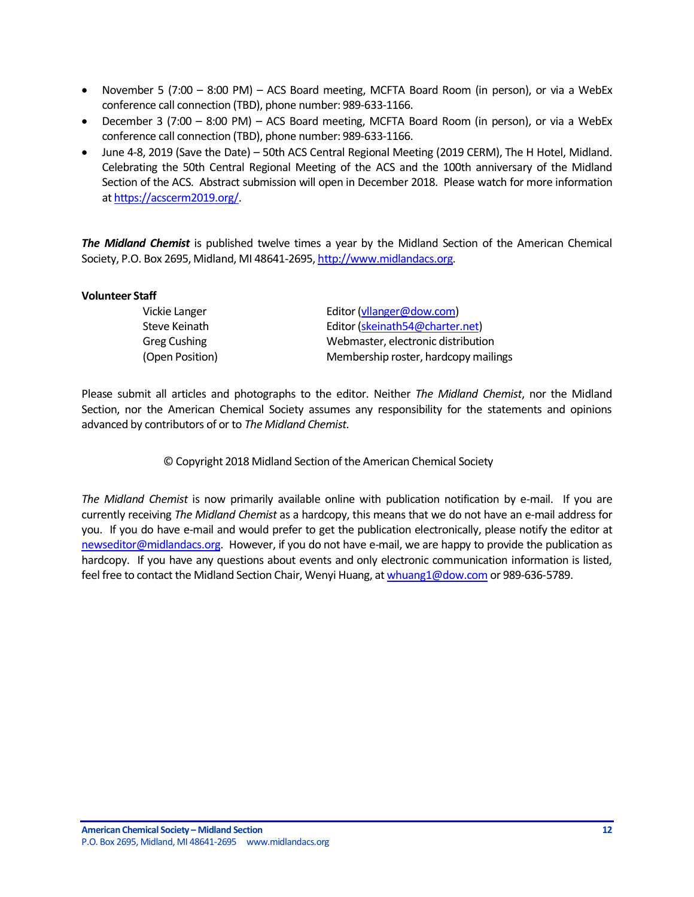- November 5 (7:00 – 8:00 PM) – ACS Board meeting, MCFTA Board Room (in person), or via a WebEx conference call connection (TBD), phone number: 989-633-1166.
- December 3 (7:00 – 8:00 PM) – ACS Board meeting, MCFTA Board Room (in person), or via a WebEx conference call connection (TBD), phone number: 989-633-1166.
- June 4-8, 2019 (Save the Date) – 50th ACS Central Regional Meeting (2019 CERM), The H Hotel, Midland. Celebrating the 50th Central Regional Meeting of the ACS and the 100th anniversary of the Midland Section of the ACS. Abstract submission will open in December 2018. Please watch for more information at https://acscerm2019.org/.

***The Midland Chemist*** is published twelve times a year by the Midland Section of the American Chemical Society, P.O. Box 2695, Midland, MI 48641-2695, http://www.midlandacs.org.

**Volunteer Staff**

| | |
|---|---|
| Vickie Langer | Editor (vllanger@dow.com) |
| Steve Keinath | Editor (skeinath54@charter.net) |
| Greg Cushing | Webmaster, electronic distribution |
| (Open Position) | Membership roster, hardcopy mailings |

Please submit all articles and photographs to the editor. Neither *The Midland Chemist*, nor the Midland Section, nor the American Chemical Society assumes any responsibility for the statements and opinions advanced by contributors of or to *The Midland Chemist*.

© Copyright 2018 Midland Section of the American Chemical Society

*The Midland Chemist* is now primarily available online with publication notification by e-mail. If you are currently receiving *The Midland Chemist* as a hardcopy, this means that we do not have an e-mail address for you. If you do have e-mail and would prefer to get the publication electronically, please notify the editor at newseditor@midlandacs.org. However, if you do not have e-mail, we are happy to provide the publication as hardcopy. If you have any questions about events and only electronic communication information is listed, feel free to contact the Midland Section Chair, Wenyi Huang, at whuang1@dow.com or 989-636-5789.